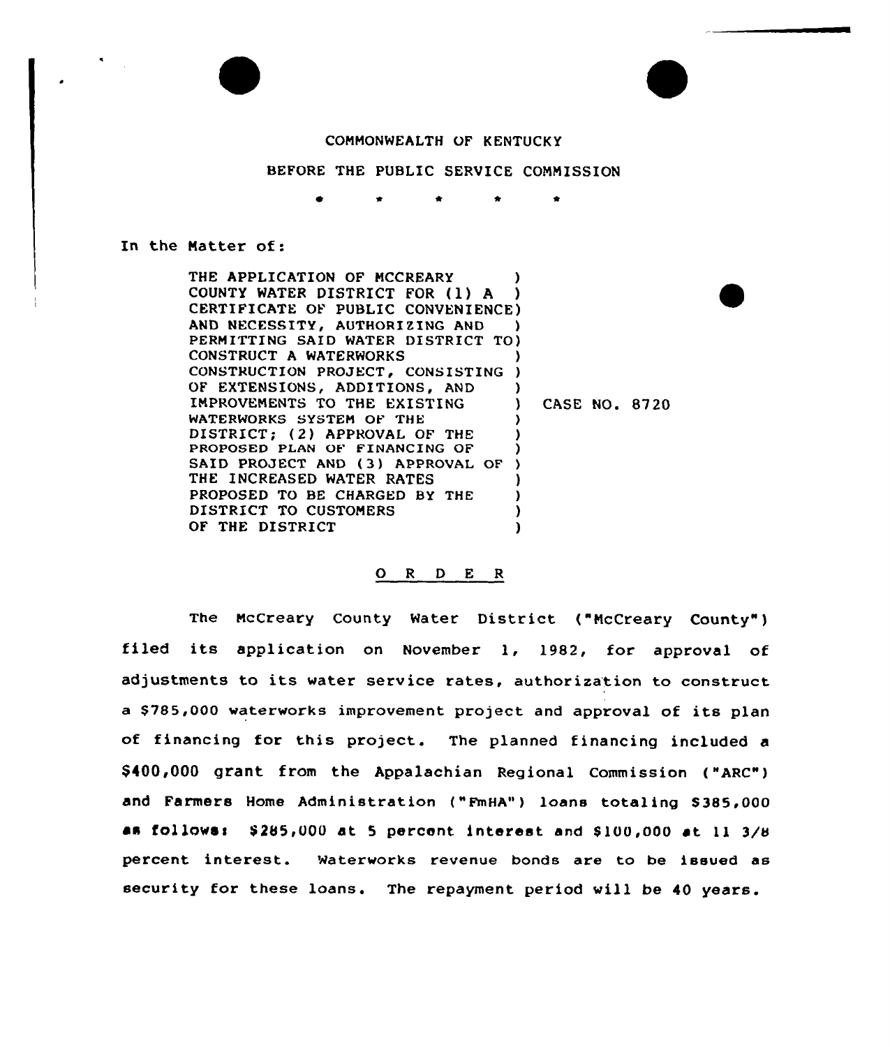COMMONWEALTH OF KENTUCKY

BEFORE THE PUBLIC SERVICE COMMISSION

\* \* \* \* \*

In the Matter of:

THE APPLICATION OF MCCREARY COUNTY WATER DISTRICT FOR (1) A CERTIFICATE OF PUBLIC CONVENIENCE AND NECESSITY, AUTHORIZING AND PERMITTING SAID WATER DISTRICT TO CONSTRUCT A WATERWORKS CONSTRUCTION PROJECT, CONSISTING OF EXTENSIONS, ADDITIONS, AND IMPROVEMENTS TO THE EXISTING WATERWORKS SYSTEM OF THE DISTRICT; (2) APPROVAL OF THE PROPOSED PLAN OF FINANCING OF SAID PROJECT AND (3) APPROVAL OF THE INCREASED WATER RATES PROPOSED TO BE CHARGED BY THE DISTRICT TO CUSTOMERS OF THE DISTRICT

CASE NO. 8720

## O R D E R

The McCreary County Water District ("McCreary County") filed its application on November 1, 1982, for approval of adjustments to its water service rates, authorization to construct a $785,000 waterworks improvement project and approval of its plan of financing for this project. The planned financing included a $400,000 grant from the Appalachian Regional Commission ("ARC") and Farmers Home Administration ("FmHA") loans totaling $385,000 as follows: $285,000 at 5 percent interest and $100,000 at 11 3/8 percent interest. Waterworks revenue bonds are to be issued as security for these loans. The repayment period will be 40 years.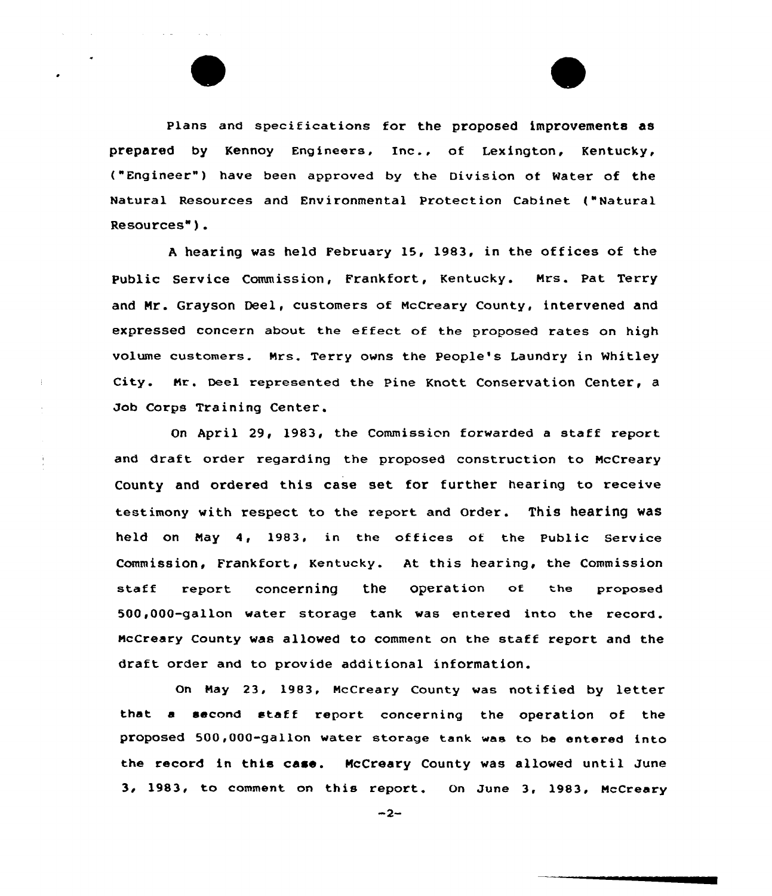Plans and specifications for the proposed improvements as prepared by Kennoy Engineers, Inc., of Lexington, Kentucky, ("Engineer") have been approved by the Division of Water of the Natural Resources and Environmental Protection Cabinet ("Natural Resources").

A hearing was held February 15, 1983, in the offices of the Public Service Commission, Frankfort, Kentucky. Mrs. Pat Terry and Mr. Grayson Deel, customers of McCreary County, intervened and expressed concern about the effect of the proposed rates on high volume customers. Mrs. Terry owns the People's Laundry in Whitley City. Mr. Deel represented the Pine Knott Conservation Center, a Job Corps Training Center.

On April 29, 1983, the Commission forwarded a staff report and draft order regarding the proposed construction to McCreary County and ordered this case set for further hearing to receive testimony with respect to the report and Order. This hearing was held on May 4, 1983, in the offices of the Public Service Commission, Frankfort, Kentucky. At this hearing, the Commission staff report concerning the operation of the proposed 500,000-gallon water storage tank was entered into the record. McCreary County was allowed to comment on the staff report and the draft order and to provide additional information.

On May 23, 1983, McCreary County was notified by letter that a second staff report concerning the operation of the proposed 500,000-gallon water storage tank was to be entered into the record in this case. McCreary County was allowed until June 3, 1983, to comment on this report. On June 3, 1983, McCreary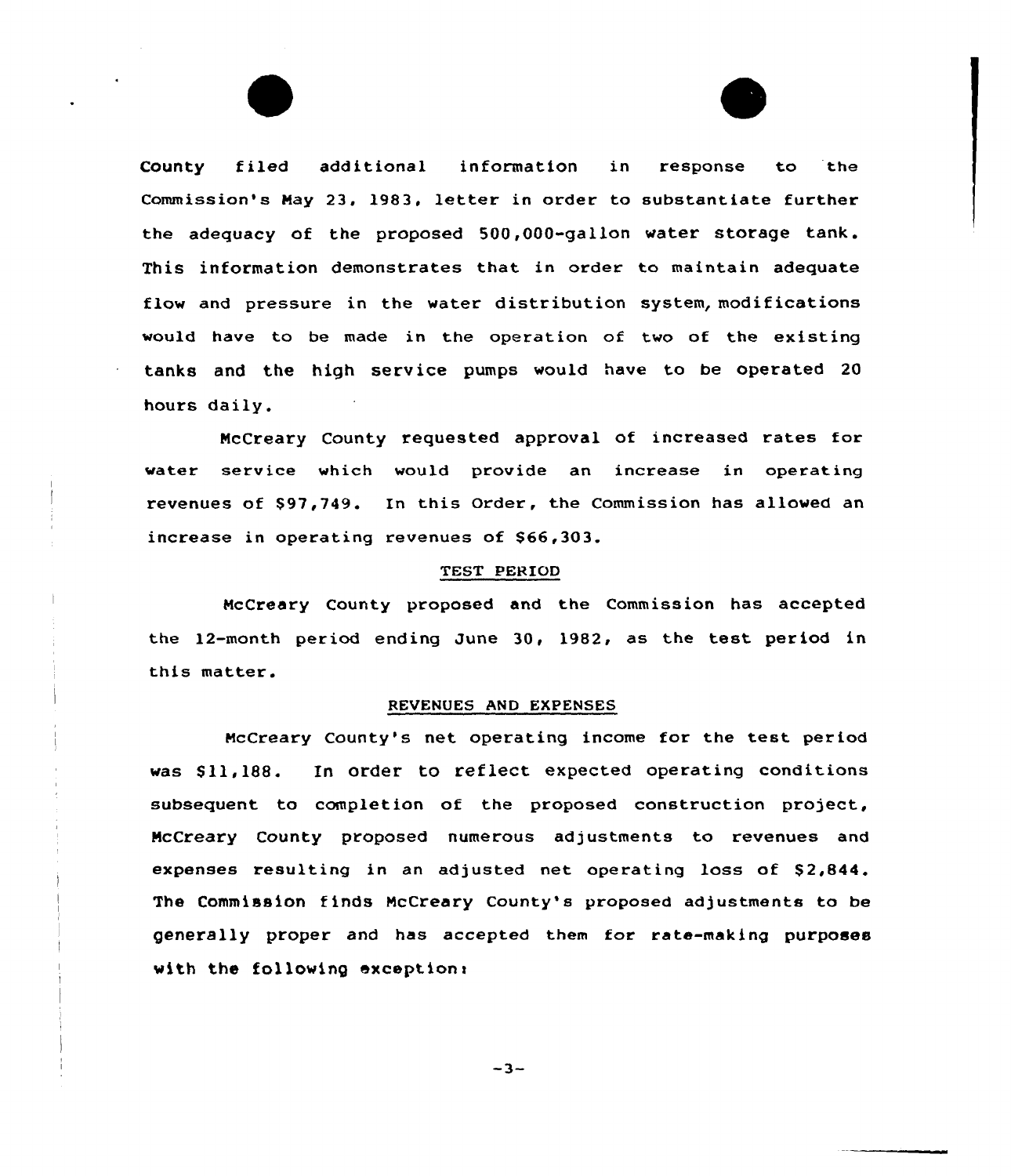County filed additional information in response to the Commission's May 23, 1983, letter in order to substantiate further the adequacy of the proposed 500,000-gallon water storage tank. This information demonstrates that in order to maintain adequate flow and pressure in the water distribution system, modifications would have to be made in the operation of two of the existing tanks and the high service pumps would have to be operated 20 hours daily.

McCreary County requested approval of increased rates for water service which would provide an increase in operating revenues of $97,749. In this Order, the Commission has allowed an increase in operating revenues of $66,303.

## TEST PERIOD

McCreary County proposed and the Commission has accepted the 12-month period ending June 30, 1982, as the test period in this matter.

## REVENUES AND EXPENSES

McCreary County's net operating income for the test period was $11,188. In order to reflect expected operating conditions subsequent to completion of the proposed construction project, McCreary County proposed numerous adjustments to revenues and expenses resulting in an adjusted net operating loss of $2,844. The Commission finds McCreary County's proposed adjustments to be generally proper and has accepted them for rate-making purposes with the following exception: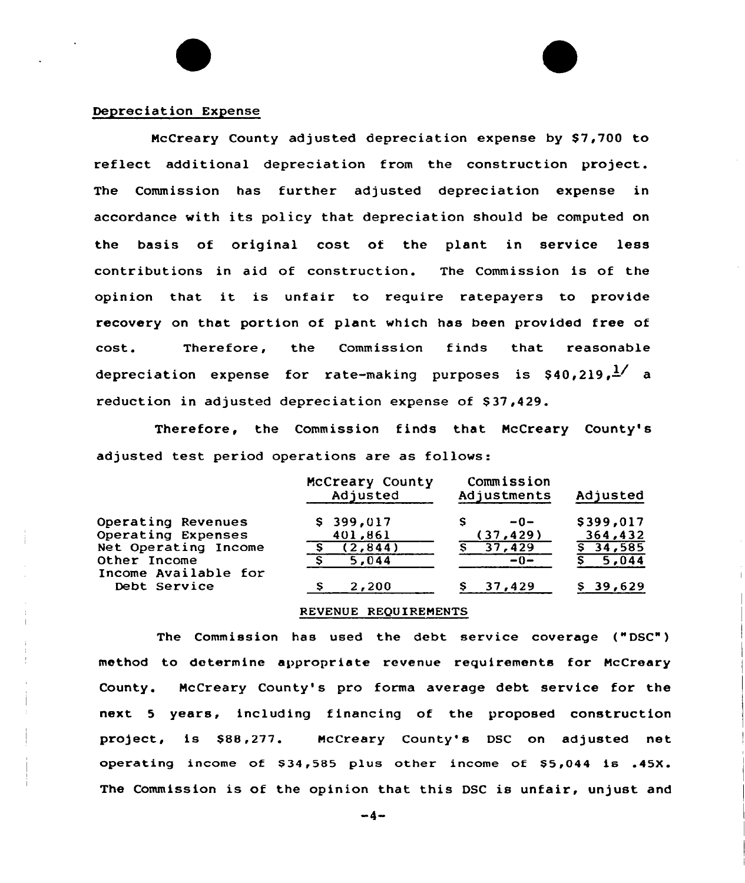Depreciation Expense

McCreary County adjusted depreciation expense by $7,700 to reflect additional depreciation from the construction project. The Commission has further adjusted depreciation expense in accordance with its policy that depreciation should be computed on the basis of original cost of the plant in service less contributions in aid of construction. The Commission is of the opinion that it is unfair to require ratepayers to provide recovery on that portion of plant which has been provided free of cost. Therefore, the Commission finds that reasonable depreciation expense for rate-making purposes is $40,219,[1] a reduction in adjusted depreciation expense of $37,429.

Therefore, the Commission finds that McCreary County's adjusted test period operations are as follows:

| | McCreary County Adjusted | Commission Adjustments | Adjusted |
|---|---|---|---|
| Operating Revenues | $ 399,017 | $ -0- | $399,017 |
| Operating Expenses | 401,861 | (37,429) | 364,432 |
| Net Operating Income | $ (2,844) | $ 37,429 | $ 34,585 |
| Other Income | $ 5,044 | -0- | $ 5,044 |
| Income Available for Debt Service | $ 2,200 | $ 37,429 | $ 39,629 |

REVENUE REQUIREMENTS

The Commission has used the debt service coverage ("DSC") method to determine appropriate revenue requirements for McCreary County. McCreary County's pro forma average debt service for the next 5 years, including financing of the proposed construction project, is $88,277. McCreary County's DSC on adjusted net operating income of $34,585 plus other income of $5,044 is .45X. The Commission is of the opinion that this DSC is unfair, unjust and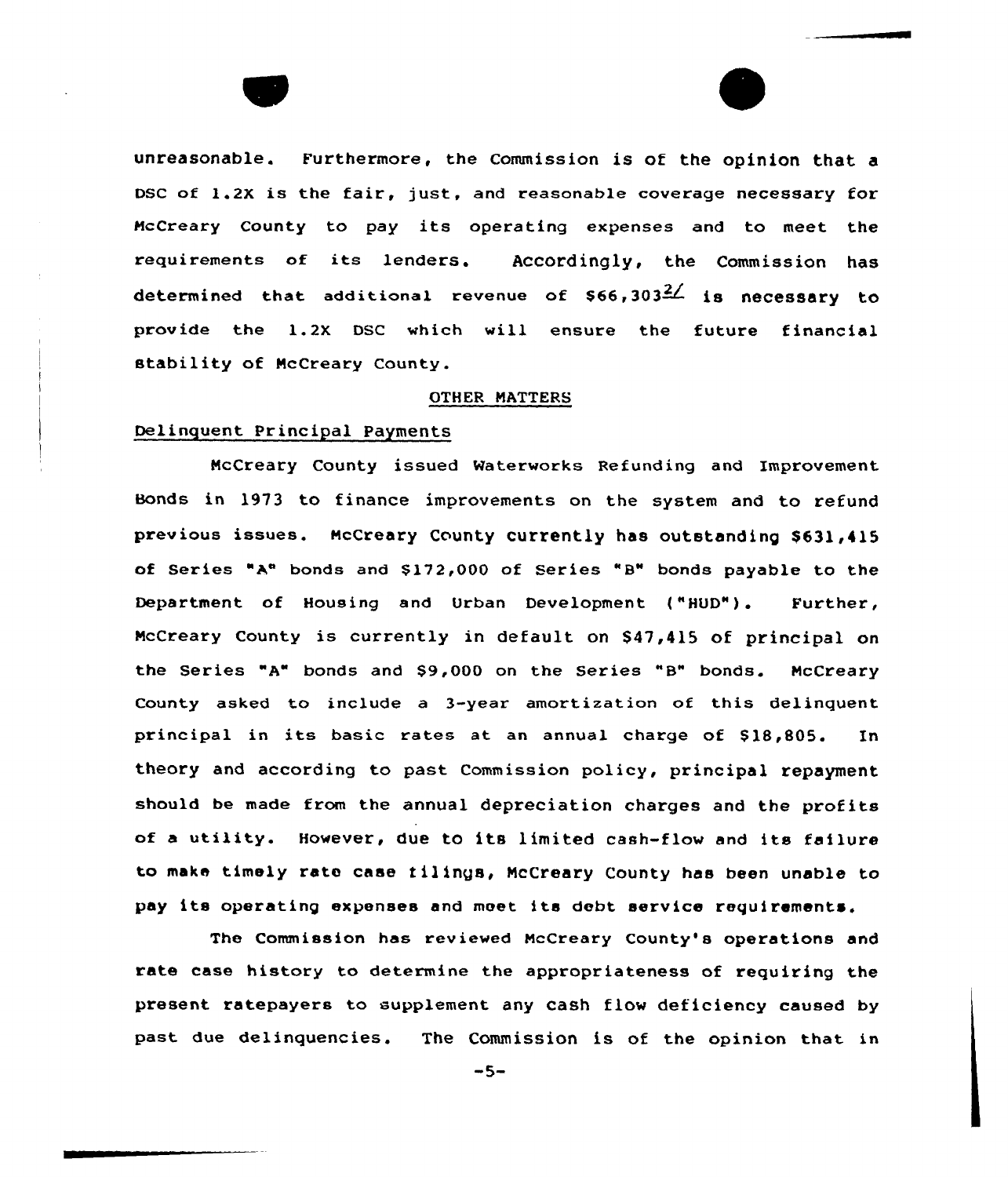unreasonable. Furthermore, the Commission is of the opinion that a DSC of 1.2X is the fair, just, and reasonable coverage necessary for McCreary County to pay its operating expenses and to meet the requirements of its lenders. Accordingly, the Commission has determined that additional revenue of $66,303[2/] is necessary to provide the 1.2X DSC which will ensure the future financial stability of McCreary County.

## OTHER MATTERS

### Delinquent Principal Payments

McCreary County issued Waterworks Refunding and Improvement Bonds in 1973 to finance improvements on the system and to refund previous issues. McCreary County currently has outstanding $631,415 of Series "A" bonds and $172,000 of Series "B" bonds payable to the Department of Housing and Urban Development ("HUD"). Further, McCreary County is currently in default on $47,415 of principal on the Series "A" bonds and $9,000 on the Series "B" bonds. McCreary County asked to include a 3-year amortization of this delinquent principal in its basic rates at an annual charge of $18,805. In theory and according to past Commission policy, principal repayment should be made from the annual depreciation charges and the profits of a utility. However, due to its limited cash-flow and its failure to make timely rate case filings, McCreary County has been unable to pay its operating expenses and meet its debt service requirements.

The Commission has reviewed McCreary County's operations and rate case history to determine the appropriateness of requiring the present ratepayers to supplement any cash flow deficiency caused by past due delinquencies. The Commission is of the opinion that in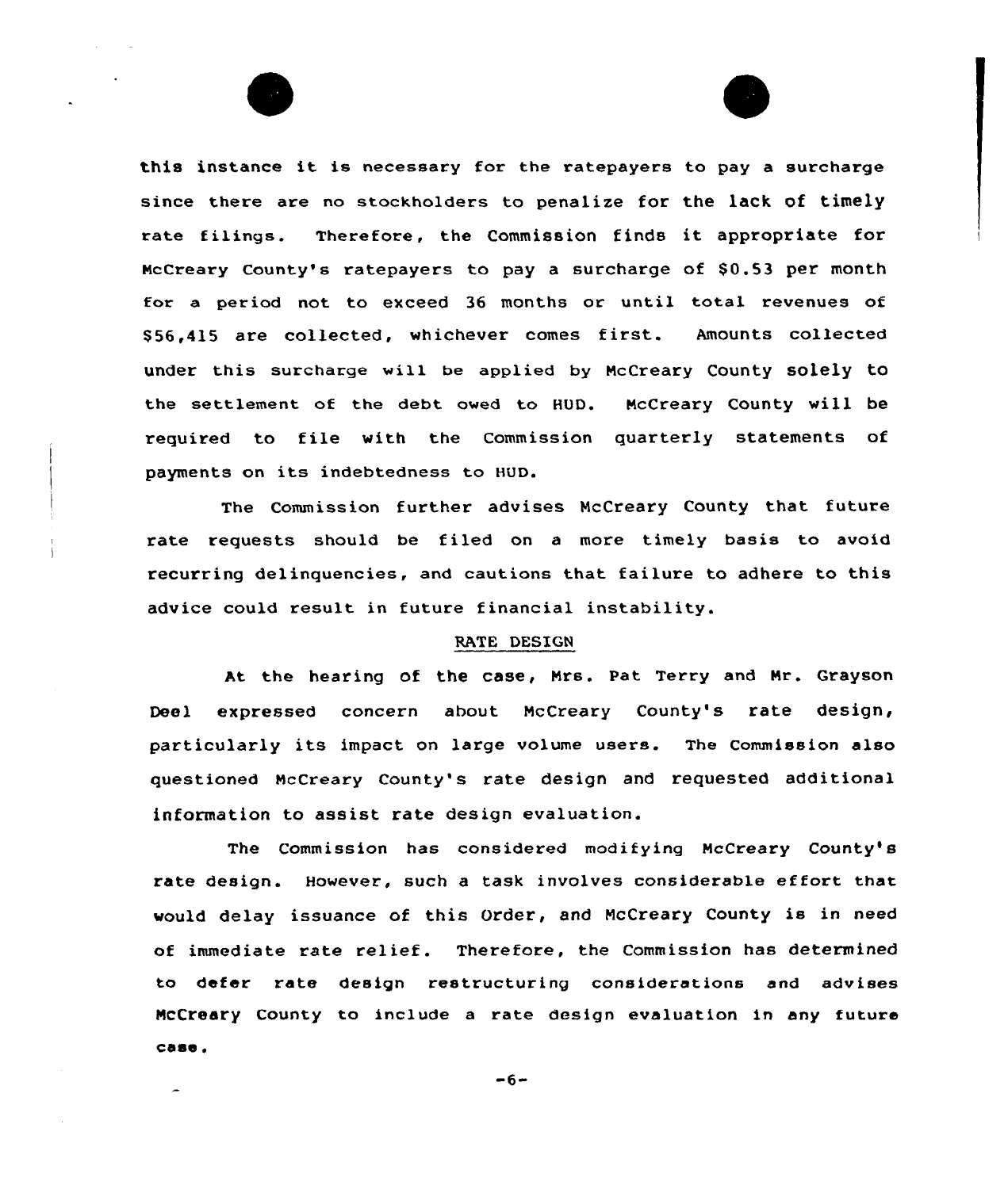this instance it is necessary for the ratepayers to pay a surcharge since there are no stockholders to penalize for the lack of timely rate filings. Therefore, the Commission finds it appropriate for McCreary County's ratepayers to pay a surcharge of $0.53 per month for a period not to exceed 36 months or until total revenues of $56,415 are collected, whichever comes first. Amounts collected under this surcharge will be applied by McCreary County solely to the settlement of the debt owed to HUD. McCreary County will be required to file with the Commission quarterly statements of payments on its indebtedness to HUD.

The Commission further advises McCreary County that future rate requests should be filed on a more timely basis to avoid recurring delinquencies, and cautions that failure to adhere to this advice could result in future financial instability.

## RATE DESIGN

At the hearing of the case, Mrs. Pat Terry and Mr. Grayson Deel expressed concern about McCreary County's rate design, particularly its impact on large volume users. The Commission also questioned McCreary County's rate design and requested additional information to assist rate design evaluation.

The Commission has considered modifying McCreary County's rate design. However, such a task involves considerable effort that would delay issuance of this Order, and McCreary County is in need of immediate rate relief. Therefore, the Commission has determined to defer rate design restructuring considerations and advises McCreary County to include a rate design evaluation in any future case.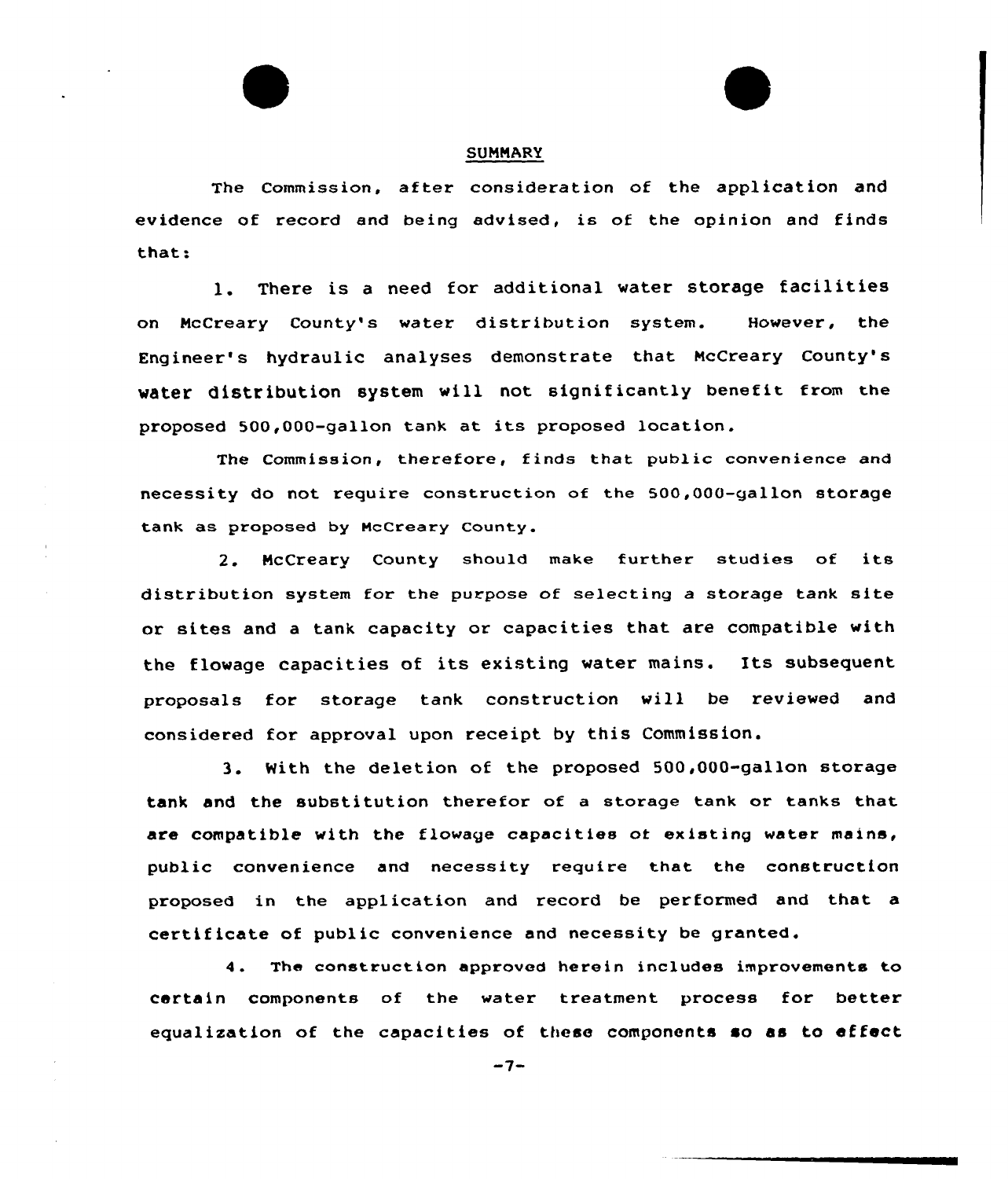## SUMMARY

The Commission, after consideration of the application and evidence of record and being advised, is of the opinion and finds that:

1. There is a need for additional water storage facilities on McCreary County's water distribution system. However, the Engineer's hydraulic analyses demonstrate that McCreary County's water distribution system will not significantly benefit from the proposed 500,000-gallon tank at its proposed location.

The Commission, therefore, finds that public convenience and necessity do not require construction of the 500,000-gallon storage tank as proposed by McCreary County.

2. McCreary County should make further studies of its distribution system for the purpose of selecting a storage tank site or sites and a tank capacity or capacities that are compatible with the flowage capacities of its existing water mains. Its subsequent proposals for storage tank construction will be reviewed and considered for approval upon receipt by this Commission.

3. With the deletion of the proposed 500,000-gallon storage tank and the substitution therefor of a storage tank or tanks that are compatible with the flowage capacities of existing water mains, public convenience and necessity require that the construction proposed in the application and record be performed and that a certificate of public convenience and necessity be granted.

4. The construction approved herein includes improvements to certain components of the water treatment process for better equalization of the capacities of these components so as to effect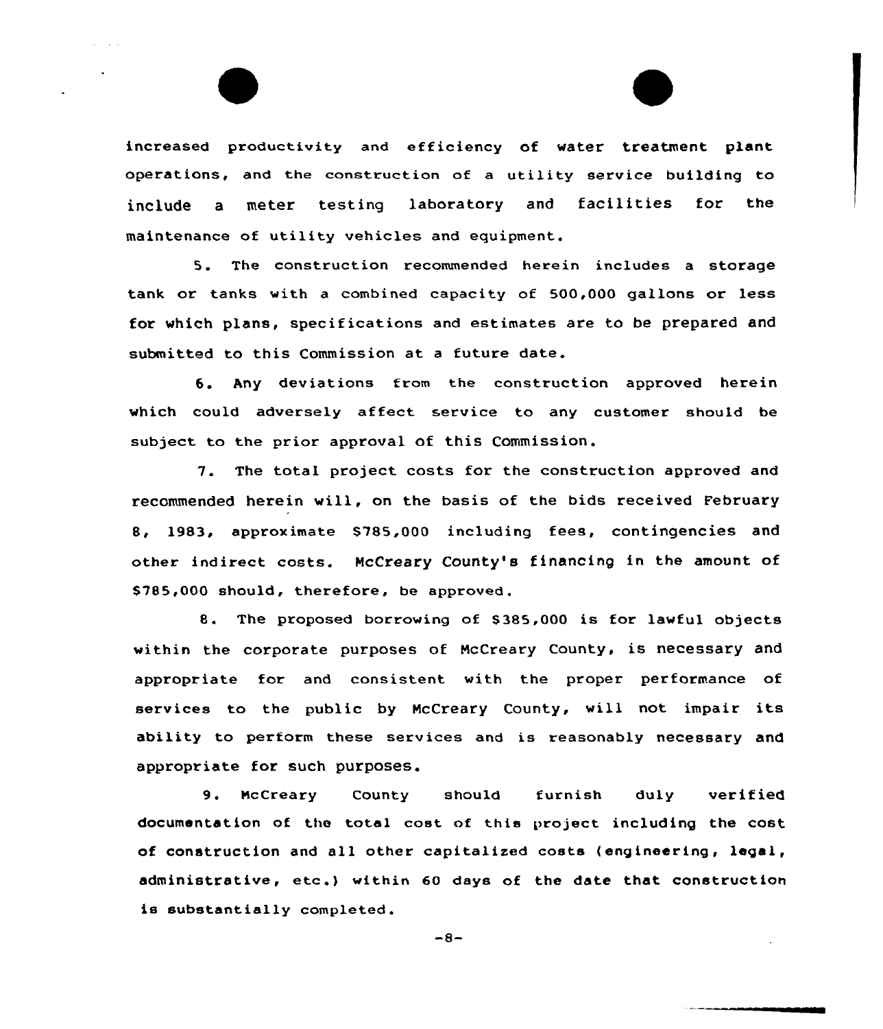increased productivity and efficiency of water treatment plant operations, and the construction of a utility service building to include a meter testing laboratory and facilities for the maintenance of utility vehicles and equipment.

5. The construction recommended herein includes a storage tank or tanks with a combined capacity of 500,000 gallons or less for which plans, specifications and estimates are to be prepared and submitted to this Commission at a future date.

6. Any deviations from the construction approved herein which could adversely affect service to any customer should be subject to the prior approval of this Commission.

7. The total project costs for the construction approved and recommended herein will, on the basis of the bids received February 8, 1983, approximate $785,000 including fees, contingencies and other indirect costs. McCreary County's financing in the amount of $785,000 should, therefore, be approved.

8. The proposed borrowing of $385,000 is for lawful objects within the corporate purposes of McCreary County, is necessary and appropriate for and consistent with the proper performance of services to the public by McCreary County, will not impair its ability to perform these services and is reasonably necessary and appropriate for such purposes.

9. McCreary County should furnish duly verified documentation of the total cost of this project including the cost of construction and all other capitalized costs (engineering, legal, administrative, etc.) within 60 days of the date that construction is substantially completed.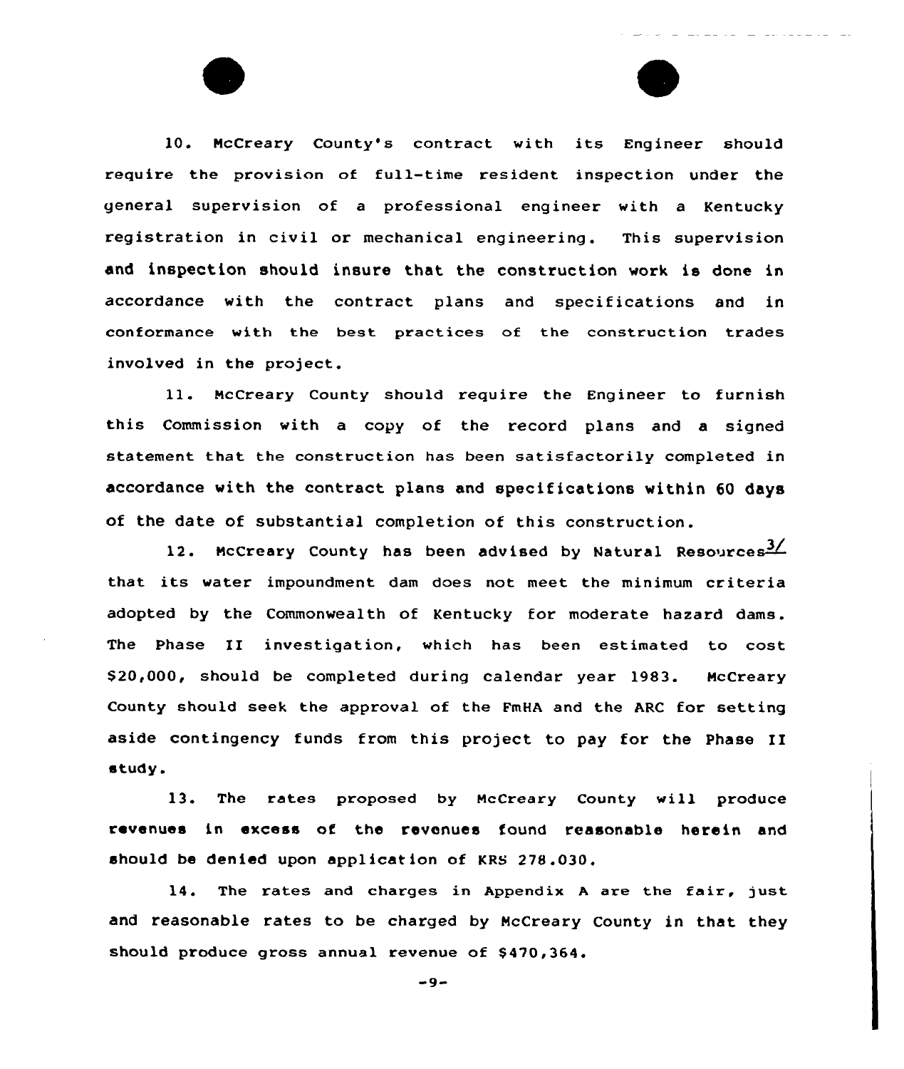10. McCreary County's contract with its Engineer should require the provision of full-time resident inspection under the general supervision of a professional engineer with a Kentucky registration in civil or mechanical engineering. This supervision and inspection should insure that the construction work is done in accordance with the contract plans and specifications and in conformance with the best practices of the construction trades involved in the project.

11. McCreary County should require the Engineer to furnish this Commission with a copy of the record plans and a signed statement that the construction has been satisfactorily completed in accordance with the contract plans and specifications within 60 days of the date of substantial completion of this construction.

12. McCreary County has been advised by Natural Resources[3/] that its water impoundment dam does not meet the minimum criteria adopted by the Commonwealth of Kentucky for moderate hazard dams. The Phase II investigation, which has been estimated to cost $20,000, should be completed during calendar year 1983. McCreary County should seek the approval of the FmHA and the ARC for setting aside contingency funds from this project to pay for the Phase II study.

13. The rates proposed by McCreary County will produce revenues in excess of the revenues found reasonable herein and should be denied upon application of KRS 278.030.

14. The rates and charges in Appendix A are the fair, just and reasonable rates to be charged by McCreary County in that they should produce gross annual revenue of $470,364.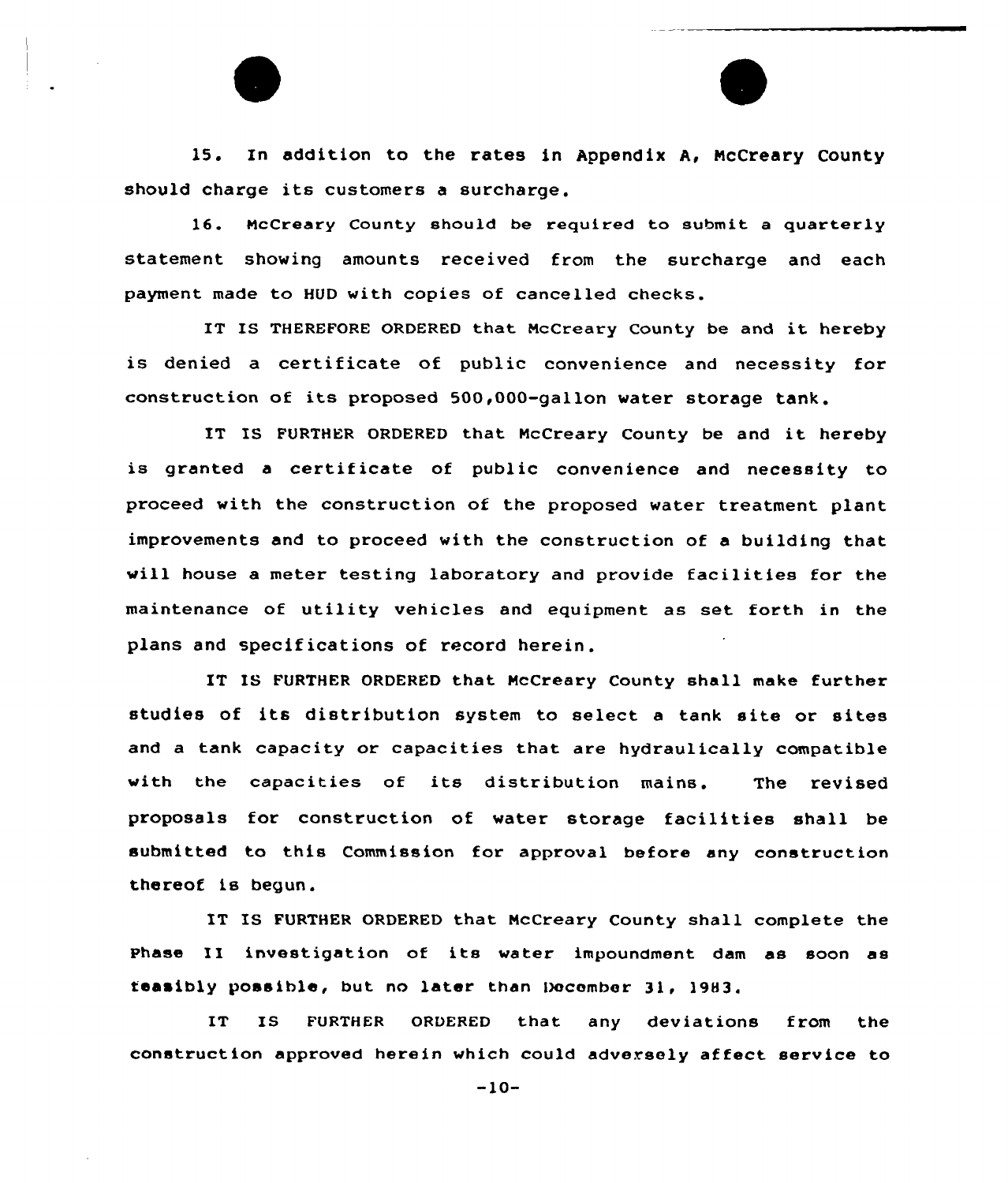15. In addition to the rates in Appendix A, McCreary County should charge its customers a surcharge.

16. McCreary County should be required to submit a quarterly statement showing amounts received from the surcharge and each payment made to HUD with copies of cancelled checks.

IT IS THEREFORE ORDERED that McCreary County be and it hereby is denied a certificate of public convenience and necessity for construction of its proposed 500,000-gallon water storage tank.

IT IS FURTHER ORDERED that McCreary County be and it hereby is granted a certificate of public convenience and necessity to proceed with the construction of the proposed water treatment plant improvements and to proceed with the construction of a building that will house a meter testing laboratory and provide facilities for the maintenance of utility vehicles and equipment as set forth in the plans and specifications of record herein.

IT IS FURTHER ORDERED that McCreary County shall make further studies of its distribution system to select a tank site or sites and a tank capacity or capacities that are hydraulically compatible with the capacities of its distribution mains. The revised proposals for construction of water storage facilities shall be submitted to this Commission for approval before any construction thereof is begun.

IT IS FURTHER ORDERED that McCreary County shall complete the Phase II investigation of its water impoundment dam as soon as feasibly possible, but no later than December 31, 1983.

IT IS FURTHER ORDERED that any deviations from the construction approved herein which could adversely affect service to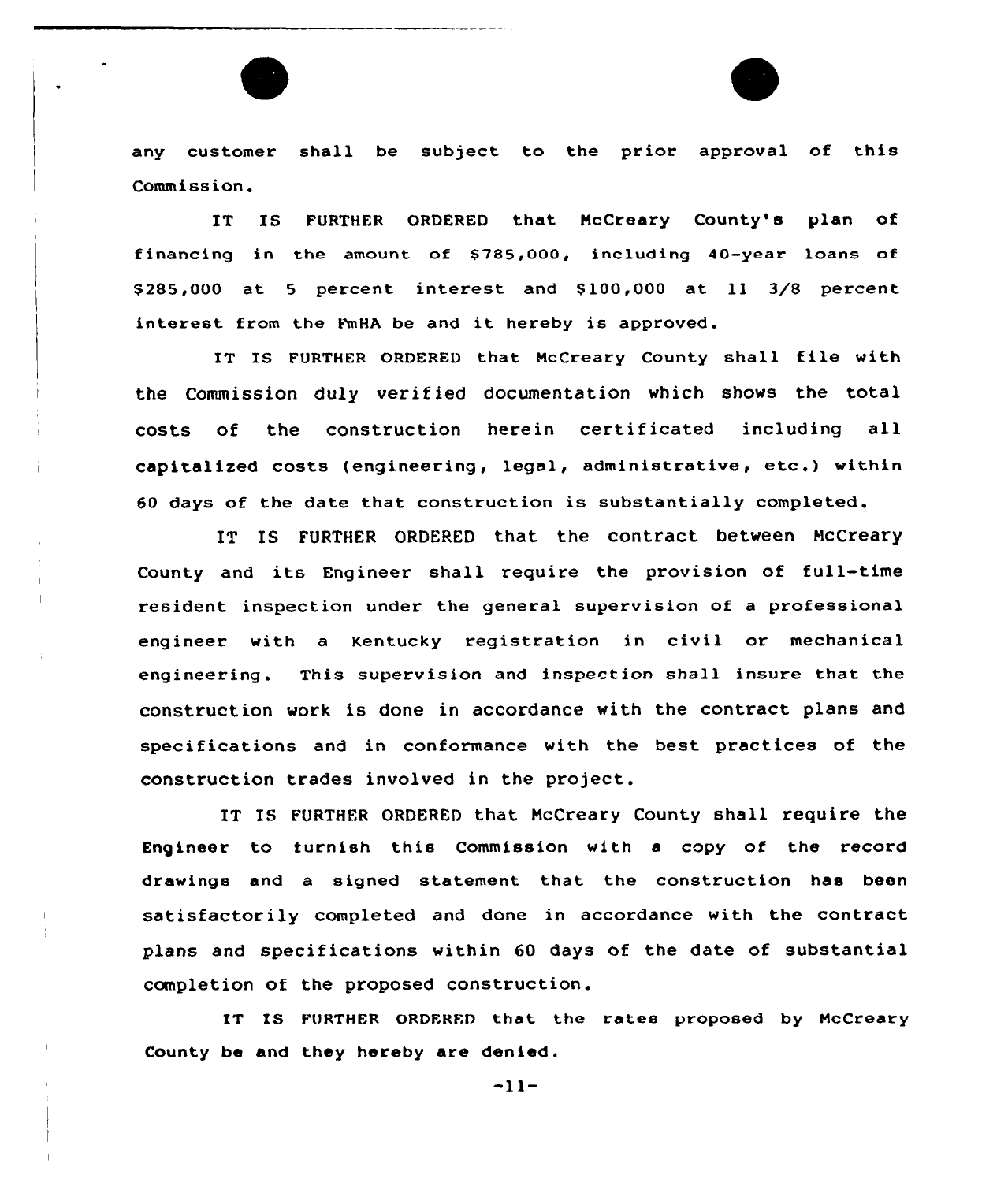any customer shall be subject to the prior approval of this Commission.

IT IS FURTHER ORDERED that McCreary County's plan of financing in the amount of $785,000, including 40-year loans of $285,000 at 5 percent interest and $100,000 at 11 3/8 percent interest from the FmHA be and it hereby is approved.

IT IS FURTHER ORDERED that McCreary County shall file with the Commission duly verified documentation which shows the total costs of the construction herein certificated including all capitalized costs (engineering, legal, administrative, etc.) within 60 days of the date that construction is substantially completed.

IT IS FURTHER ORDERED that the contract between McCreary County and its Engineer shall require the provision of full-time resident inspection under the general supervision of a professional engineer with a Kentucky registration in civil or mechanical engineering. This supervision and inspection shall insure that the construction work is done in accordance with the contract plans and specifications and in conformance with the best practices of the construction trades involved in the project.

IT IS FURTHER ORDERED that McCreary County shall require the Engineer to furnish this Commission with a copy of the record drawings and a signed statement that the construction has been satisfactorily completed and done in accordance with the contract plans and specifications within 60 days of the date of substantial completion of the proposed construction.

IT IS FURTHER ORDERED that the rates proposed by McCreary County be and they hereby are denied.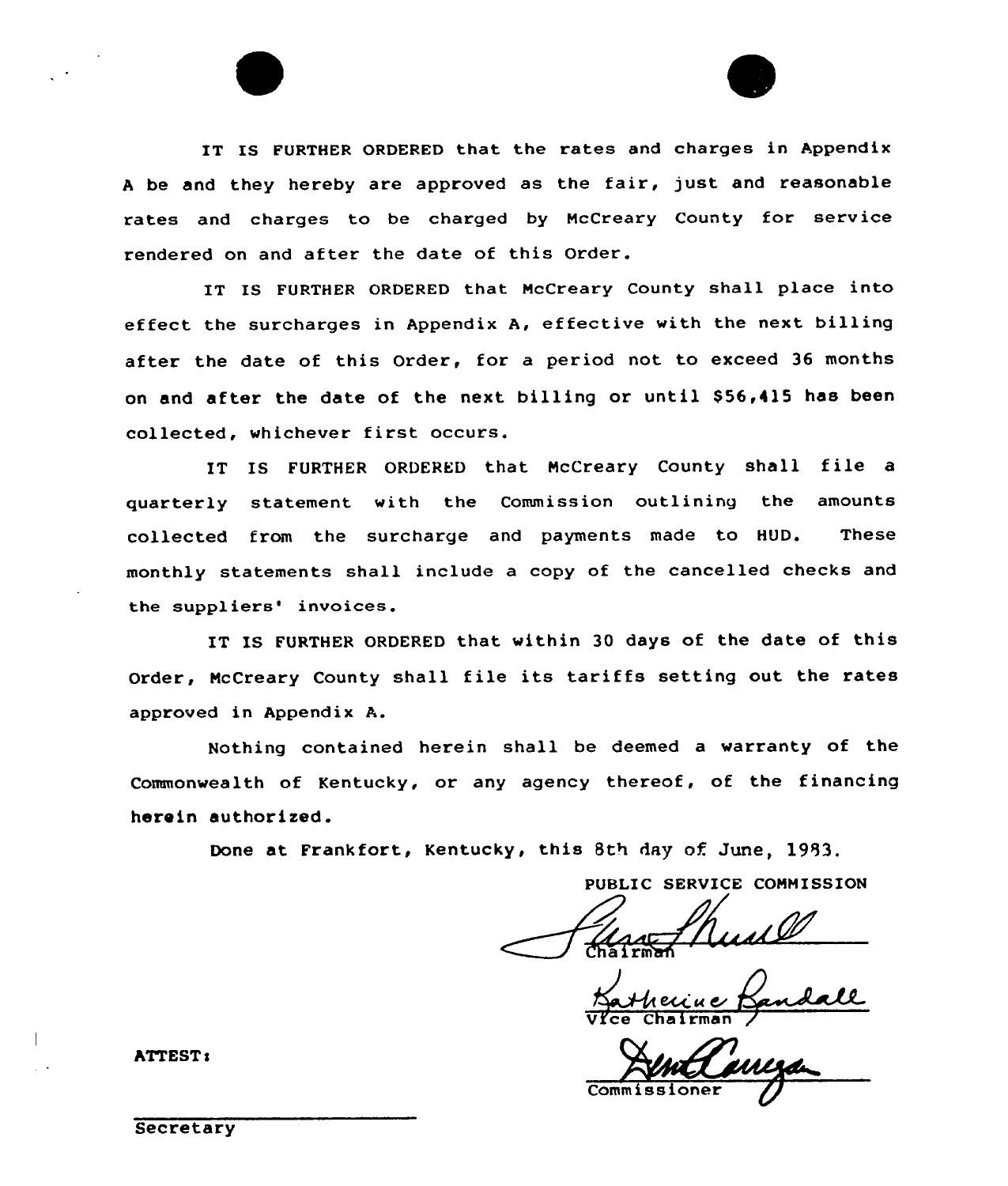IT IS FURTHER ORDERED that the rates and charges in Appendix A be and they hereby are approved as the fair, just and reasonable rates and charges to be charged by McCreary County for service rendered on and after the date of this Order.

IT IS FURTHER ORDERED that McCreary County shall place into effect the surcharges in Appendix A, effective with the next billing after the date of this Order, for a period not to exceed 36 months on and after the date of the next billing or until $56,415 has been collected, whichever first occurs.

IT IS FURTHER ORDERED that McCreary County shall file a quarterly statement with the Commission outlining the amounts collected from the surcharge and payments made to HUD. These monthly statements shall include a copy of the cancelled checks and the suppliers' invoices.

IT IS FURTHER ORDERED that within 30 days of the date of this Order, McCreary County shall file its tariffs setting out the rates approved in Appendix A.

Nothing contained herein shall be deemed a warranty of the Commonwealth of Kentucky, or any agency thereof, of the financing herein authorized.

Done at Frankfort, Kentucky, this 8th day of June, 1983.

PUBLIC SERVICE COMMISSION

Chairman

Vice Chairman

Commissioner

ATTEST:

Secretary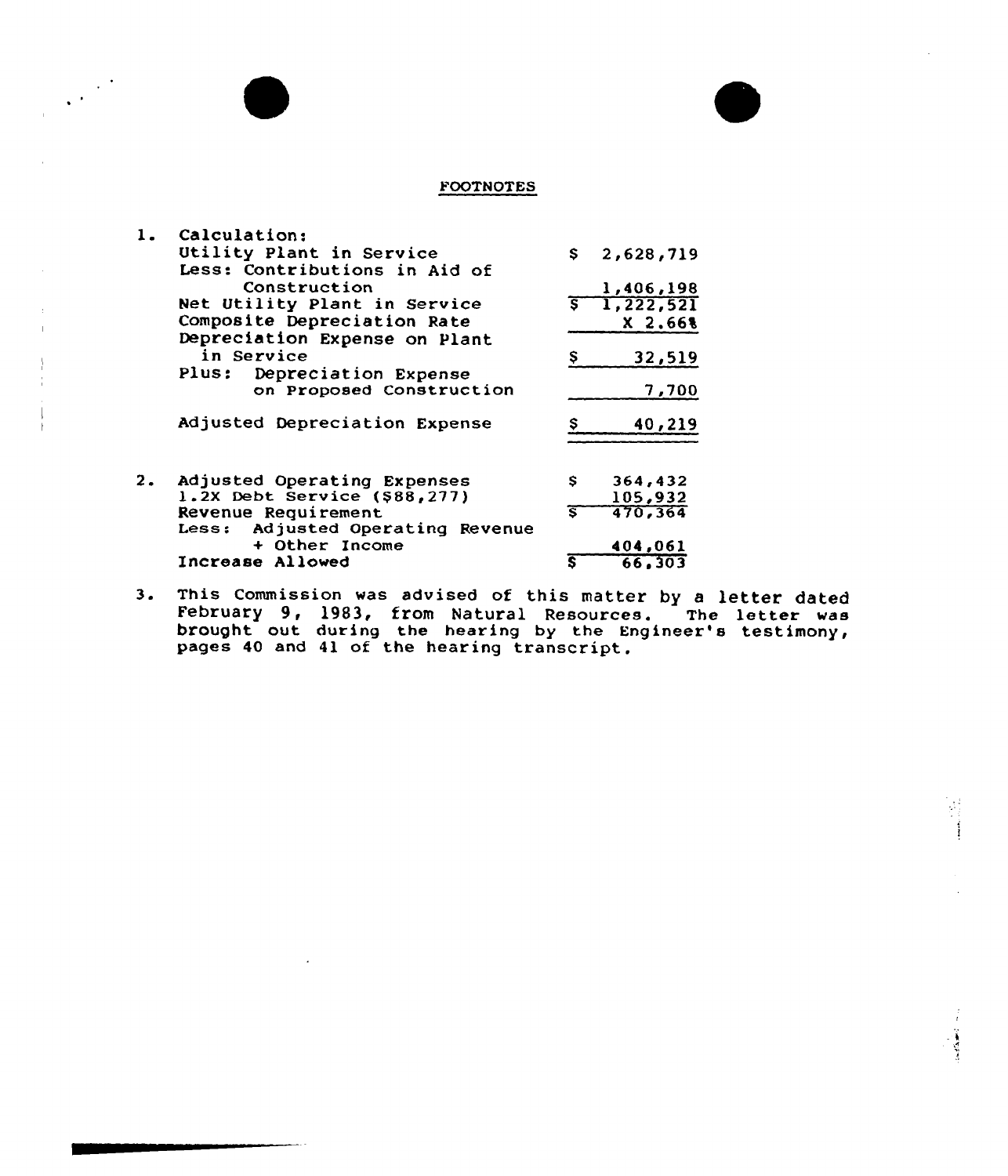# FOOTNOTES

1. Calculation:

| | |
|---|---|
| Utility Plant in Service | $ 2,628,719 |
| Less: Contributions in Aid of Construction | 1,406,198 |
| Net Utility Plant in Service | $ 1,222,521 |
| Composite Depreciation Rate | X 2.66% |
| Depreciation Expense on Plant in Service | $ 32,519 |
| Plus: Depreciation Expense on Proposed Construction | 7,700 |
| Adjusted Depreciation Expense | $ 40,219 |

2.

| | |
|---|---|
| Adjusted Operating Expenses | $ 364,432 |
| 1.2X Debt Service ($88,277) | 105,932 |
| Revenue Requirement | $ 470,364 |
| Less: Adjusted Operating Revenue + Other Income | 404,061 |
| Increase Allowed | $ 66,303 |

3. This Commission was advised of this matter by a letter dated February 9, 1983, from Natural Resources. The letter was brought out during the hearing by the Engineer's testimony, pages 40 and 41 of the hearing transcript.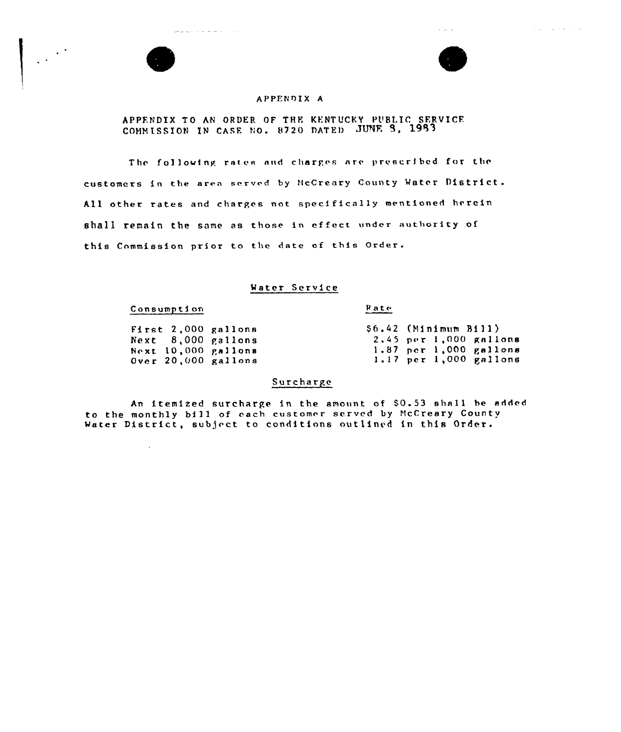# APPENDIX A

APPENDIX TO AN ORDER OF THE KENTUCKY PUBLIC SERVICE COMMISSION IN CASE NO. 8720 DATED JUNE 8, 1983

The following rates and charges are prescribed for the customers in the area served by McCreary County Water District. All other rates and charges not specifically mentioned herein shall remain the same as those in effect under authority of this Commission prior to the date of this Order.

## Water Service

| Consumption | Rate |
|---|---|
| First 2,000 gallons | $6.42 (Minimum Bill) |
| Next 8,000 gallons | 2.45 per 1,000 gallons |
| Next 10,000 gallons | 1.87 per 1,000 gallons |
| Over 20,000 gallons | 1.17 per 1,000 gallons |

## Surcharge

An itemized surcharge in the amount of $0.53 shall be added to the monthly bill of each customer served by McCreary County Water District, subject to conditions outlined in this Order.